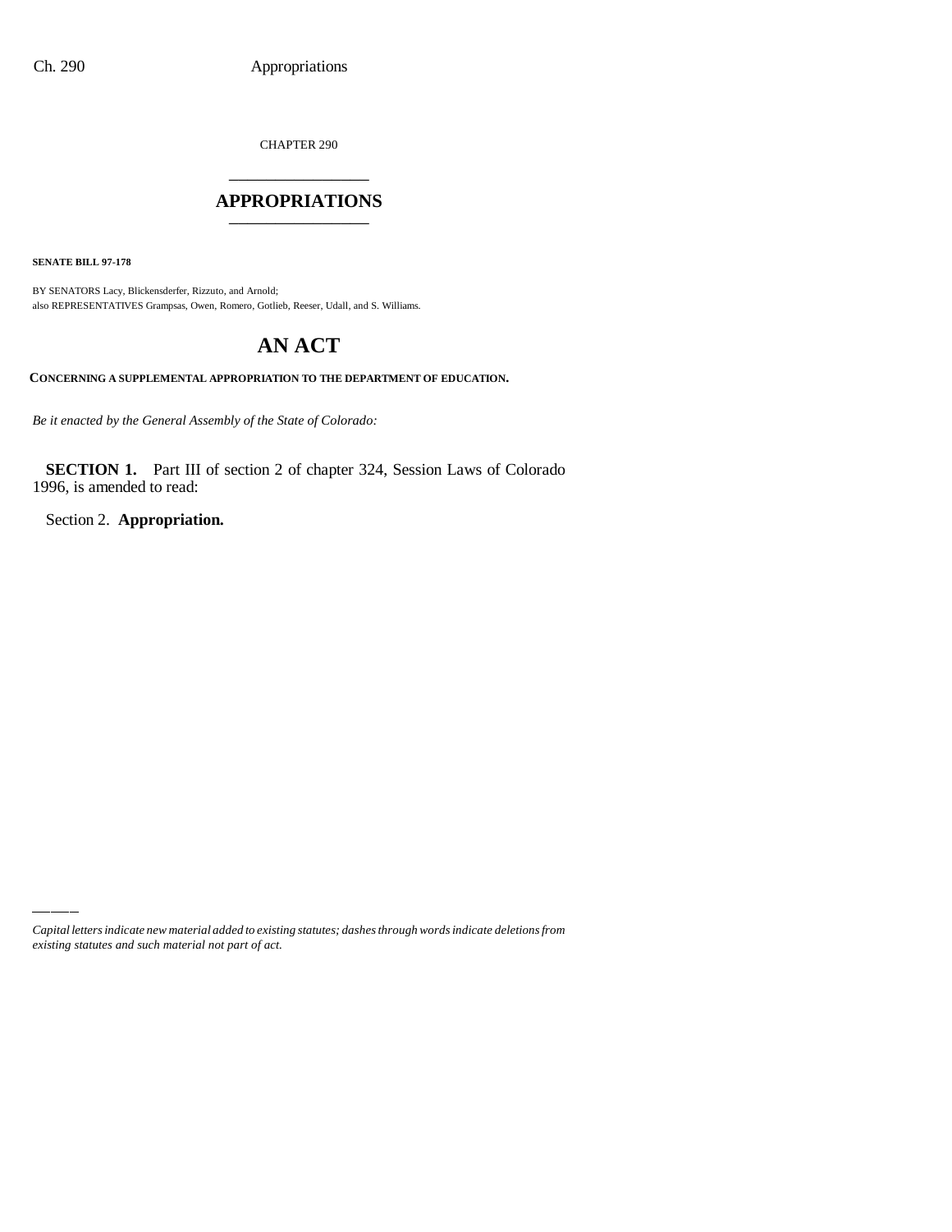CHAPTER 290

# APPROPRIATIONS

**SENATE BILL 97-178**

BY SENATORS Lacy, Blickensderfer, Rizzuto, and Arnold;
also REPRESENTATIVES Grampsas, Owen, Romero, Gotlieb, Reeser, Udall, and S. Williams.

# AN ACT

**CONCERNING A SUPPLEMENTAL APPROPRIATION TO THE DEPARTMENT OF EDUCATION.**

*Be it enacted by the General Assembly of the State of Colorado:*

**SECTION 1.** Part III of section 2 of chapter 324, Session Laws of Colorado 1996, is amended to read:

Section 2. **Appropriation.**

*Capital letters indicate new material added to existing statutes; dashes through words indicate deletions from existing statutes and such material not part of act.*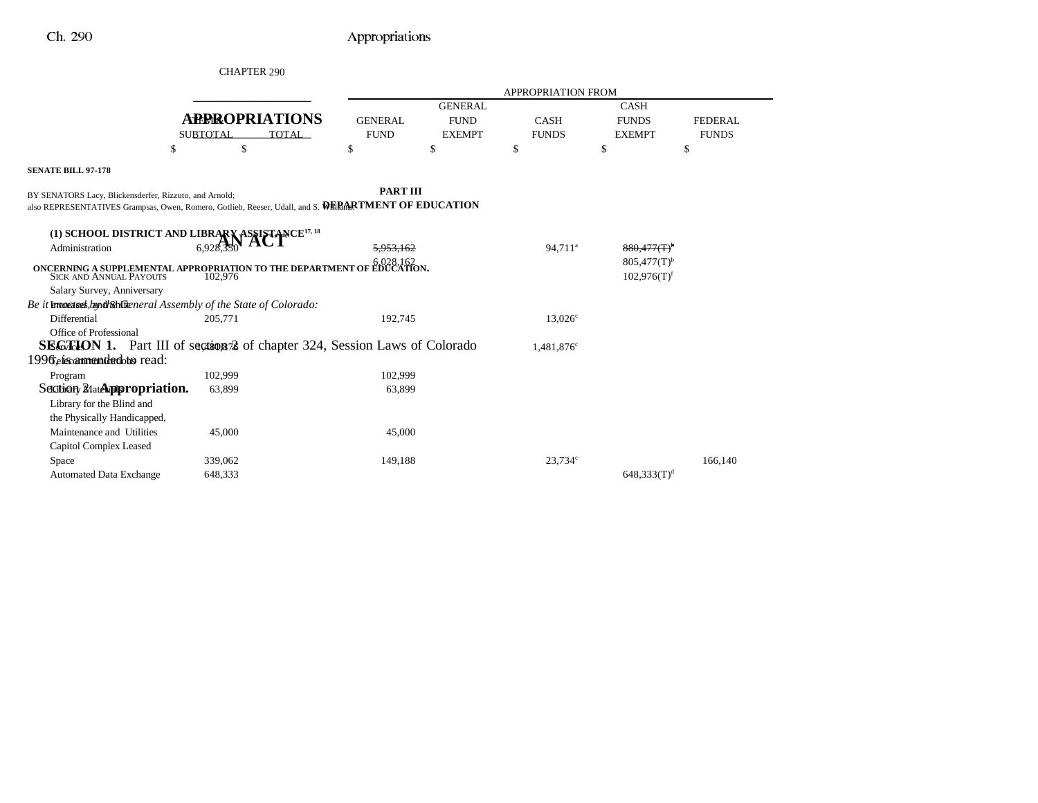CHAPTER 290

# APPROPRIATIONS

**SENATE BILL 97-178**

BY SENATORS Lacy, Blickensderfer, Rizzuto, and Arnold;
also REPRESENTATIVES Grampsas, Owen, Romero, Gotlieb, Reeser, Udall, and S. Williams.

## AN ACT

**CONCERNING A SUPPLEMENTAL APPROPRIATION TO THE DEPARTMENT OF EDUCATION.**

*Be it enacted by the General Assembly of the State of Colorado:*

**SECTION 1.** Part III of section 2 of chapter 324, Session Laws of Colorado 1996, is amended to read:

Section 2. **Appropriation.**

| | ITEM & SUBTOTAL | TOTAL | APPROPRIATION FROM GENERAL FUND | GENERAL FUND EXEMPT | CASH FUNDS | CASH FUNDS EXEMPT | FEDERAL FUNDS |
|---|---|---|---|---|---|---|---|
| | $ | $ | $ | $ | $ | $ | $ |

**PART III**
**DEPARTMENT OF EDUCATION**

| | ITEM & SUBTOTAL | TOTAL | GENERAL FUND | GENERAL FUND EXEMPT | CASH FUNDS | CASH FUNDS EXEMPT | FEDERAL FUNDS |
|---|---|---|---|---|---|---|---|
| **(1) SCHOOL DISTRICT AND LIBRARY ASSISTANCE**[17, 18] | | | | | | | |
| Administration | 6,928,350 | | ~~5,953,162~~ 6,028,162 | | 94,711[a] | ~~880,477(T)[b]~~ 805,477(T)[b] | |
| Sick and Annual Payouts | 102,976 | | | | | 102,976(T)[f] | |
| Salary Survey, Anniversary Increases, and Shift Differential | 205,771 | | 192,745 | | 13,026[c] | | |
| Office of Professional Services | 1,481,876 | | | | 1,481,876[c] | | |
| Telecommunications Program | 102,999 | | 102,999 | | | | |
| Library Materials | 63,899 | | 63,899 | | | | |
| Library for the Blind and the Physically Handicapped, Maintenance and Utilities | 45,000 | | 45,000 | | | | |
| Capitol Complex Leased Space | 339,062 | | 149,188 | | 23,734[c] | | 166,140 |
| Automated Data Exchange | 648,333 | | | | | 648,333(T)[d] | |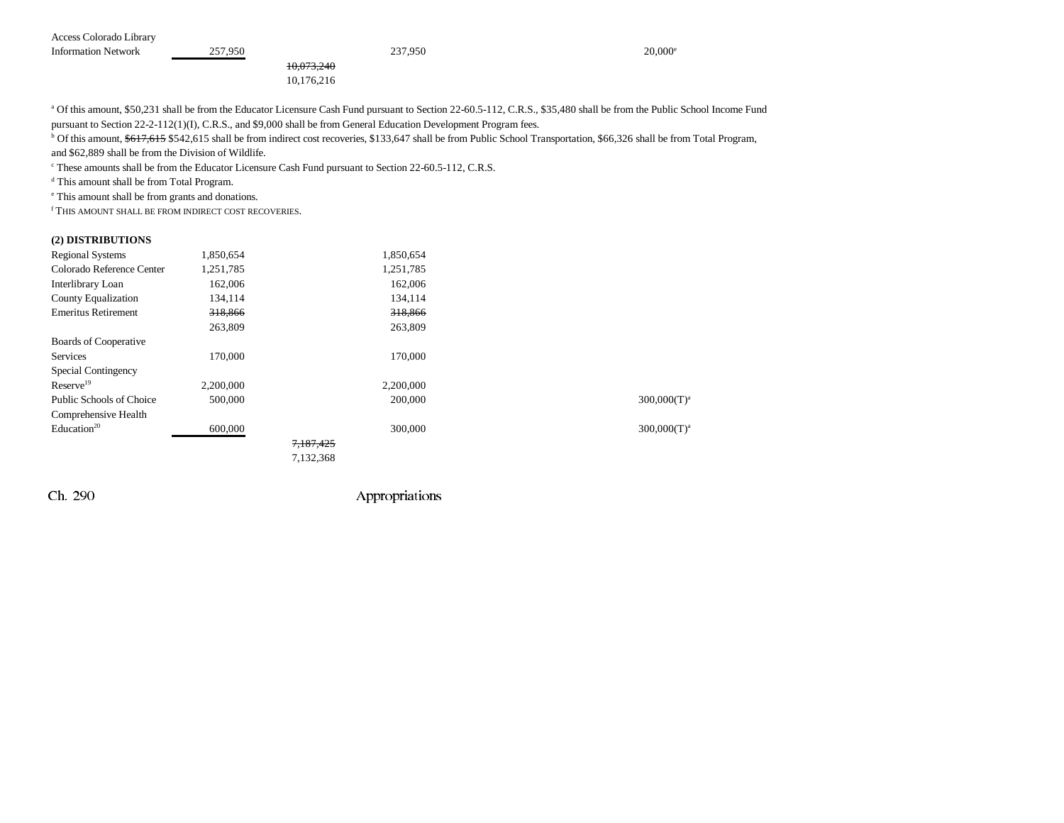| | | | | | |
|---|---|---|---|---|---|
| Access Colorado Library Information Network | 257,950 | | 237,950 | | 20,000[e] |
| | | ~~10,073,240~~ | | | |
| | | 10,176,216 | | | |

[a] Of this amount, $50,231 shall be from the Educator Licensure Cash Fund pursuant to Section 22-60.5-112, C.R.S., $35,480 shall be from the Public School Income Fund pursuant to Section 22-2-112(1)(I), C.R.S., and $9,000 shall be from General Education Development Program fees.

[b] Of this amount, ~~$617,615~~ $542,615 shall be from indirect cost recoveries, $133,647 shall be from Public School Transportation, $66,326 shall be from Total Program, and $62,889 shall be from the Division of Wildlife.

[c] These amounts shall be from the Educator Licensure Cash Fund pursuant to Section 22-60.5-112, C.R.S.

[d] This amount shall be from Total Program.

[e] This amount shall be from grants and donations.

[f] THIS AMOUNT SHALL BE FROM INDIRECT COST RECOVERIES.

**(2) DISTRIBUTIONS**

| | | | | | |
|---|---|---|---|---|---|
| Regional Systems | 1,850,654 | | 1,850,654 | | |
| Colorado Reference Center | 1,251,785 | | 1,251,785 | | |
| Interlibrary Loan | 162,006 | | 162,006 | | |
| County Equalization | 134,114 | | 134,114 | | |
| Emeritus Retirement | ~~318,866~~ | | ~~318,866~~ | | |
| | 263,809 | | 263,809 | | |
| Boards of Cooperative Services | 170,000 | | 170,000 | | |
| Special Contingency Reserve[19] | 2,200,000 | | 2,200,000 | | |
| Public Schools of Choice | 500,000 | | 200,000 | | 300,000(T)[a] |
| Comprehensive Health Education[20] | 600,000 | | 300,000 | | 300,000(T)[a] |
| | | ~~7,187,425~~ | | | |
| | | 7,132,368 | | | |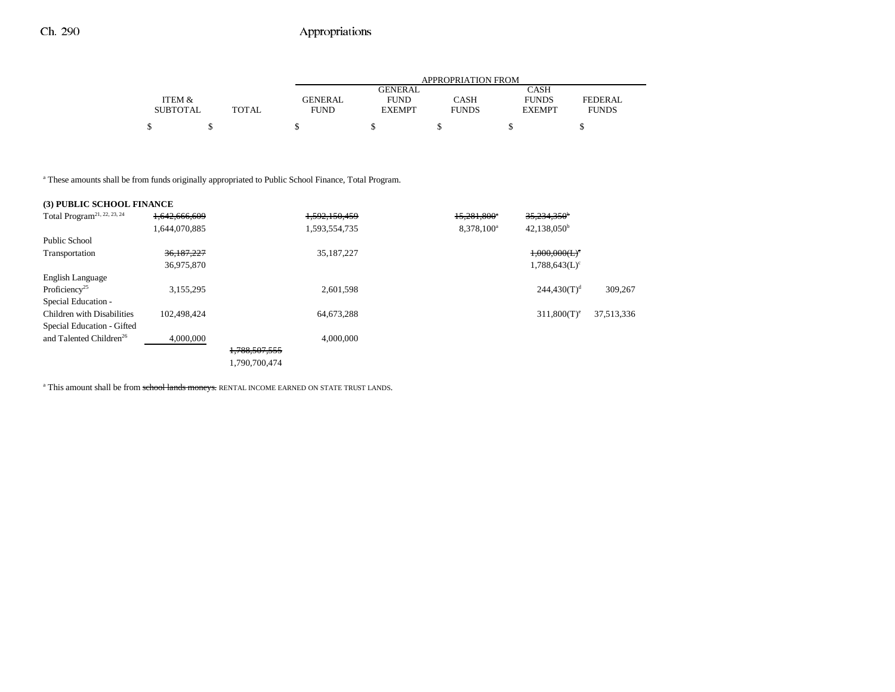| | ITEM & SUBTOTAL | TOTAL | APPROPRIATION FROM GENERAL FUND | GENERAL FUND EXEMPT | CASH FUNDS | CASH FUNDS EXEMPT | FEDERAL FUNDS |
|---|---|---|---|---|---|---|---|
| | $ | $ | $ | $ | $ | $ | $ |

[a] These amounts shall be from funds originally appropriated to Public School Finance, Total Program.

| | ITEM & SUBTOTAL | TOTAL | GENERAL FUND | GENERAL FUND EXEMPT | CASH FUNDS | CASH FUNDS EXEMPT | FEDERAL FUNDS |
|---|---|---|---|---|---|---|---|
| **(3) PUBLIC SCHOOL FINANCE** | | | | | | | |
| Total Program[21, 22, 23, 24] | ~~1,642,666,609~~ | | ~~1,592,150,459~~ | | ~~15,281,800~~[a] | ~~35,234,350~~[b] | |
| | 1,644,070,885 | | 1,593,554,735 | | 8,378,100[a] | 42,138,050[b] | |
| Public School Transportation | ~~36,187,227~~ | | 35,187,227 | | | ~~1,000,000(L)~~[c] | |
| | 36,975,870 | | | | | 1,788,643(L)[c] | |
| English Language Proficiency[25] | 3,155,295 | | 2,601,598 | | | 244,430(T)[d] | 309,267 |
| Special Education - Children with Disabilities | 102,498,424 | | 64,673,288 | | | 311,800(T)[e] | 37,513,336 |
| Special Education - Gifted and Talented Children[26] | 4,000,000 | | 4,000,000 | | | | |
| | | ~~1,788,507,555~~ | | | | | |
| | | 1,790,700,474 | | | | | |

[a] This amount shall be from ~~school lands moneys.~~ RENTAL INCOME EARNED ON STATE TRUST LANDS.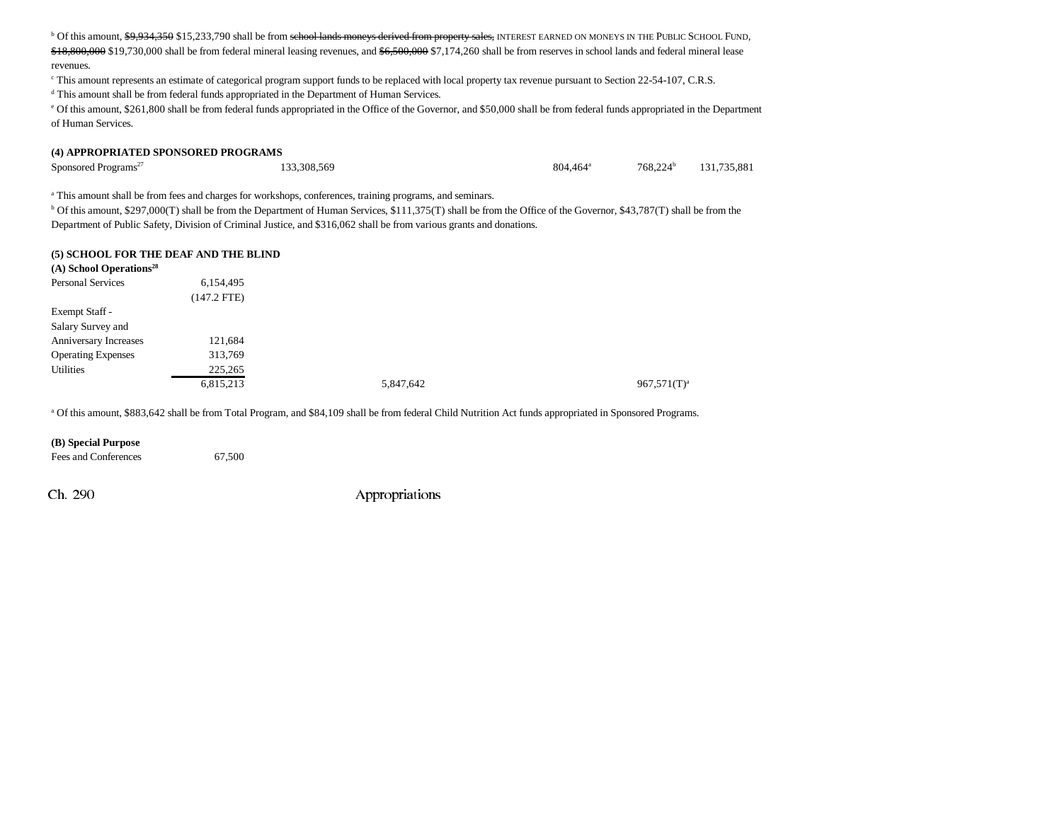[b] Of this amount, ~~$9,934,350~~ $15,233,790 shall be from ~~school lands moneys derived from property sales,~~ INTEREST EARNED ON MONEYS IN THE PUBLIC SCHOOL FUND, ~~$18,800,000~~ $19,730,000 shall be from federal mineral leasing revenues, and ~~$6,500,000~~ $7,174,260 shall be from reserves in school lands and federal mineral lease revenues.

[c] This amount represents an estimate of categorical program support funds to be replaced with local property tax revenue pursuant to Section 22-54-107, C.R.S.

[d] This amount shall be from federal funds appropriated in the Department of Human Services.

[e] Of this amount, $261,800 shall be from federal funds appropriated in the Office of the Governor, and $50,000 shall be from federal funds appropriated in the Department of Human Services.

**(4) APPROPRIATED SPONSORED PROGRAMS**

| | | | | | | |
|---|---|---|---|---|---|---|
| Sponsored Programs[27] | | 133,308,569 | | 804,464[a] | 768,224[b] | 131,735,881 |

[a] This amount shall be from fees and charges for workshops, conferences, training programs, and seminars.

[b] Of this amount, $297,000(T) shall be from the Department of Human Services, $111,375(T) shall be from the Office of the Governor, $43,787(T) shall be from the Department of Public Safety, Division of Criminal Justice, and $316,062 shall be from various grants and donations.

**(5) SCHOOL FOR THE DEAF AND THE BLIND**

**(A) School Operations[28]**

| | | | | | |
|---|---|---|---|---|---|
| Personal Services | 6,154,495 | | | | |
| | (147.2 FTE) | | | | |
| Exempt Staff - Salary Survey and Anniversary Increases | 121,684 | | | | |
| Operating Expenses | 313,769 | | | | |
| Utilities | 225,265 | | | | |
| | 6,815,213 | 5,847,642 | | 967,571(T)[a] | |

[a] Of this amount, $883,642 shall be from Total Program, and $84,109 shall be from federal Child Nutrition Act funds appropriated in Sponsored Programs.

**(B) Special Purpose**

| | |
|---|---|
| Fees and Conferences | 67,500 |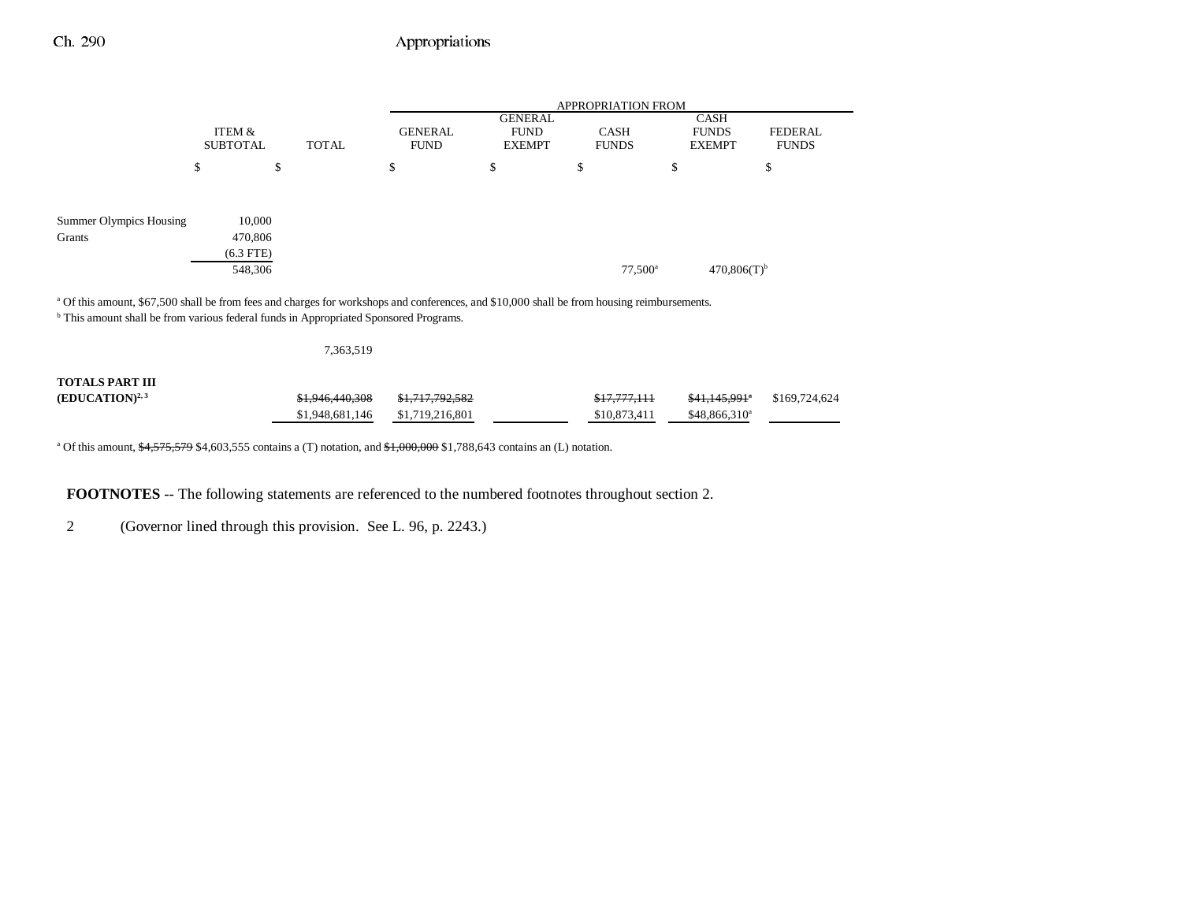|  | ITEM & SUBTOTAL | TOTAL | GENERAL FUND | GENERAL FUND EXEMPT | CASH FUNDS | CASH FUNDS EXEMPT | FEDERAL FUNDS |
|---|---|---|---|---|---|---|---|
|  |  |  | APPROPRIATION FROM |  |  |  |  |
|  | $ | $ | $ | $ | $ | $ | $ |
| Summer Olympics Housing | 10,000 |  |  |  |  |  |  |
| Grants | 470,806 |  |  |  |  |  |  |
|  | (6.3 FTE) |  |  |  |  |  |  |
|  | 548,306 |  |  |  | 77,500[a] | 470,806(T)[b] |  |

[a] Of this amount, $67,500 shall be from fees and charges for workshops and conferences, and $10,000 shall be from housing reimbursements.
[b] This amount shall be from various federal funds in Appropriated Sponsored Programs.

|  | ITEM & SUBTOTAL | TOTAL | GENERAL FUND | GENERAL FUND EXEMPT | CASH FUNDS | CASH FUNDS EXEMPT | FEDERAL FUNDS |
|---|---|---|---|---|---|---|---|
|  |  | 7,363,519 |  |  |  |  |  |
| **TOTALS PART III (EDUCATION)**[2, 3] |  | ~~$1,946,440,308~~ $1,948,681,146 | ~~$1,717,792,582~~ $1,719,216,801 |  | ~~$17,777,111~~ $10,873,411 | ~~$41,145,991~~[a] $48,866,310[a] | $169,724,624 |

[a] Of this amount, ~~$4,575,579~~ $4,603,555 contains a (T) notation, and ~~$1,000,000~~ $1,788,643 contains an (L) notation.

**FOOTNOTES** -- The following statements are referenced to the numbered footnotes throughout section 2.

2 (Governor lined through this provision. See L. 96, p. 2243.)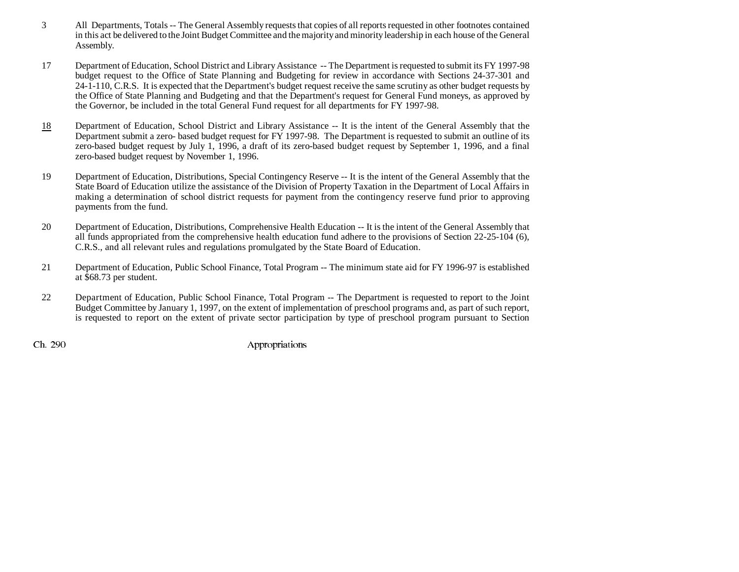3 All Departments, Totals -- The General Assembly requests that copies of all reports requested in other footnotes contained in this act be delivered to the Joint Budget Committee and the majority and minority leadership in each house of the General Assembly.

17 Department of Education, School District and Library Assistance -- The Department is requested to submit its FY 1997-98 budget request to the Office of State Planning and Budgeting for review in accordance with Sections 24-37-301 and 24-1-110, C.R.S. It is expected that the Department's budget request receive the same scrutiny as other budget requests by the Office of State Planning and Budgeting and that the Department's request for General Fund moneys, as approved by the Governor, be included in the total General Fund request for all departments for FY 1997-98.

18 Department of Education, School District and Library Assistance -- It is the intent of the General Assembly that the Department submit a zero- based budget request for FY 1997-98. The Department is requested to submit an outline of its zero-based budget request by July 1, 1996, a draft of its zero-based budget request by September 1, 1996, and a final zero-based budget request by November 1, 1996.

19 Department of Education, Distributions, Special Contingency Reserve -- It is the intent of the General Assembly that the State Board of Education utilize the assistance of the Division of Property Taxation in the Department of Local Affairs in making a determination of school district requests for payment from the contingency reserve fund prior to approving payments from the fund.

20 Department of Education, Distributions, Comprehensive Health Education -- It is the intent of the General Assembly that all funds appropriated from the comprehensive health education fund adhere to the provisions of Section 22-25-104 (6), C.R.S., and all relevant rules and regulations promulgated by the State Board of Education.

21 Department of Education, Public School Finance, Total Program -- The minimum state aid for FY 1996-97 is established at $68.73 per student.

22 Department of Education, Public School Finance, Total Program -- The Department is requested to report to the Joint Budget Committee by January 1, 1997, on the extent of implementation of preschool programs and, as part of such report, is requested to report on the extent of private sector participation by type of preschool program pursuant to Section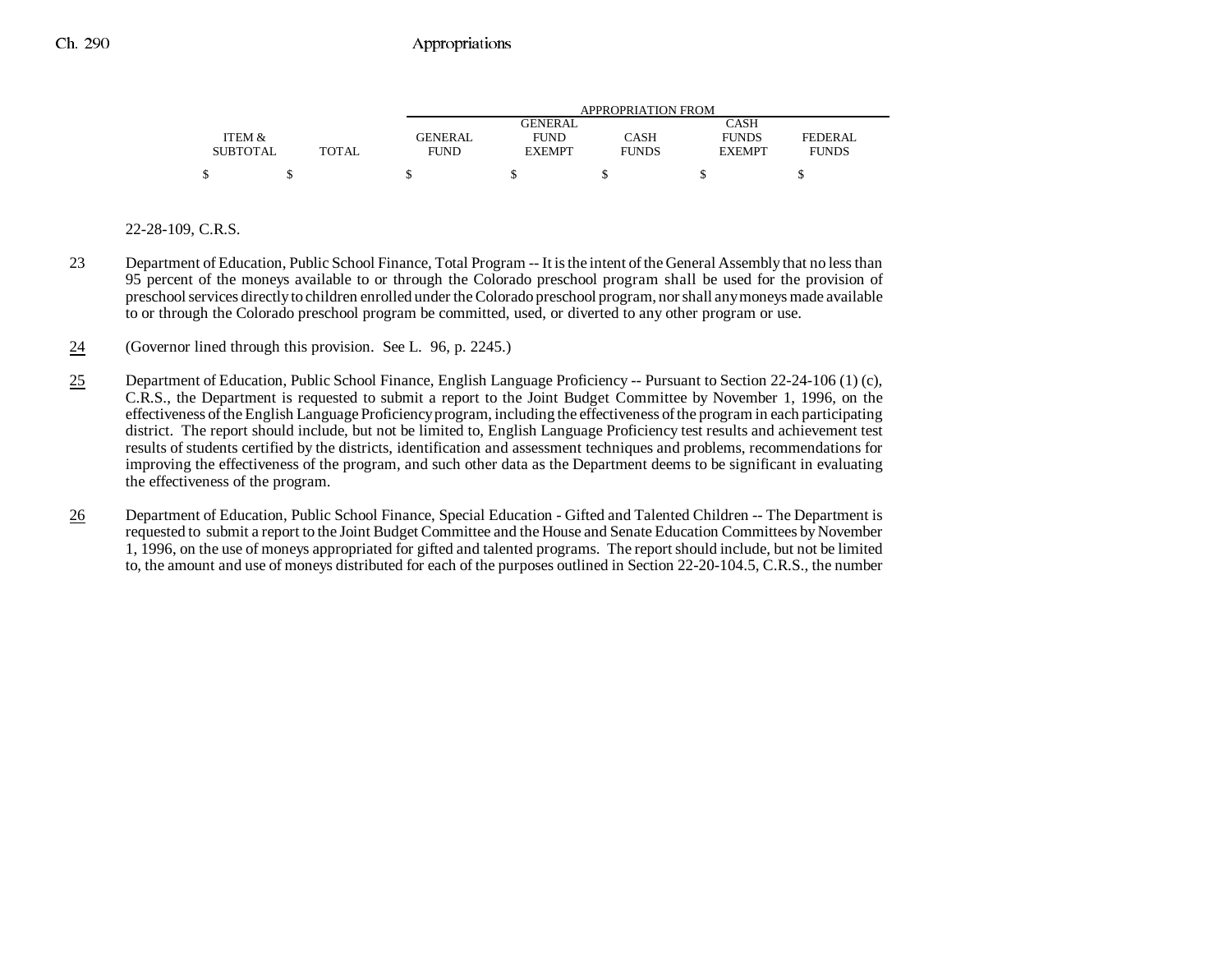| ITEM & SUBTOTAL | TOTAL | GENERAL FUND | GENERAL FUND EXEMPT | CASH FUNDS | CASH FUNDS EXEMPT | FEDERAL FUNDS |
|---|---|---|---|---|---|---|
| $ | $ | $ | $ | $ | $ | $ |

22-28-109, C.R.S.

23 Department of Education, Public School Finance, Total Program -- It is the intent of the General Assembly that no less than 95 percent of the moneys available to or through the Colorado preschool program shall be used for the provision of preschool services directly to children enrolled under the Colorado preschool program, nor shall any moneys made available to or through the Colorado preschool program be committed, used, or diverted to any other program or use.

24 (Governor lined through this provision. See L. 96, p. 2245.)

25 Department of Education, Public School Finance, English Language Proficiency -- Pursuant to Section 22-24-106 (1) (c), C.R.S., the Department is requested to submit a report to the Joint Budget Committee by November 1, 1996, on the effectiveness of the English Language Proficiency program, including the effectiveness of the program in each participating district. The report should include, but not be limited to, English Language Proficiency test results and achievement test results of students certified by the districts, identification and assessment techniques and problems, recommendations for improving the effectiveness of the program, and such other data as the Department deems to be significant in evaluating the effectiveness of the program.

26 Department of Education, Public School Finance, Special Education - Gifted and Talented Children -- The Department is requested to submit a report to the Joint Budget Committee and the House and Senate Education Committees by November 1, 1996, on the use of moneys appropriated for gifted and talented programs. The report should include, but not be limited to, the amount and use of moneys distributed for each of the purposes outlined in Section 22-20-104.5, C.R.S., the number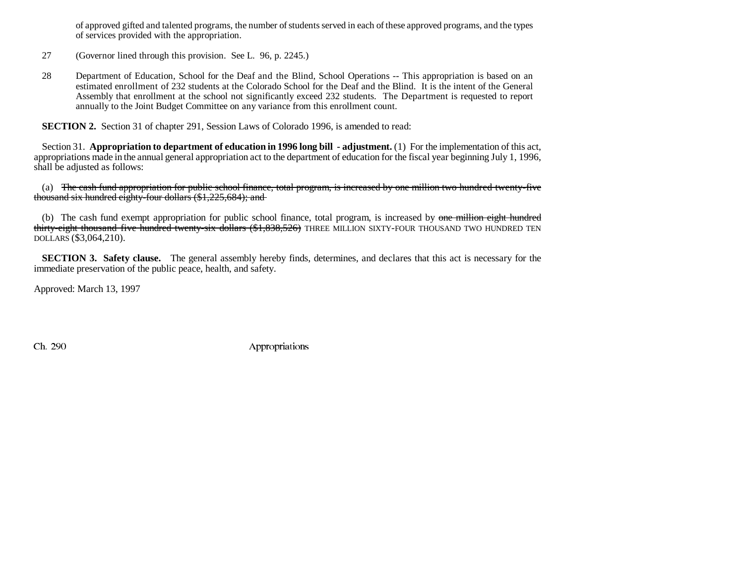of approved gifted and talented programs, the number of students served in each of these approved programs, and the types of services provided with the appropriation.

27 (Governor lined through this provision. See L. 96, p. 2245.)

28 Department of Education, School for the Deaf and the Blind, School Operations -- This appropriation is based on an estimated enrollment of 232 students at the Colorado School for the Deaf and the Blind. It is the intent of the General Assembly that enrollment at the school not significantly exceed 232 students. The Department is requested to report annually to the Joint Budget Committee on any variance from this enrollment count.

**SECTION 2.** Section 31 of chapter 291, Session Laws of Colorado 1996, is amended to read:

Section 31. **Appropriation to department of education in 1996 long bill - adjustment.** (1) For the implementation of this act, appropriations made in the annual general appropriation act to the department of education for the fiscal year beginning July 1, 1996, shall be adjusted as follows:

(a) ~~The cash fund appropriation for public school finance, total program, is increased by one million two hundred twenty-five thousand six hundred eighty-four dollars ($1,225,684); and~~

(b) The cash fund exempt appropriation for public school finance, total program, is increased by ~~one million eight hundred thirty-eight thousand five hundred twenty-six dollars ($1,838,526)~~ THREE MILLION SIXTY-FOUR THOUSAND TWO HUNDRED TEN DOLLARS ($3,064,210).

**SECTION 3. Safety clause.** The general assembly hereby finds, determines, and declares that this act is necessary for the immediate preservation of the public peace, health, and safety.

Approved: March 13, 1997